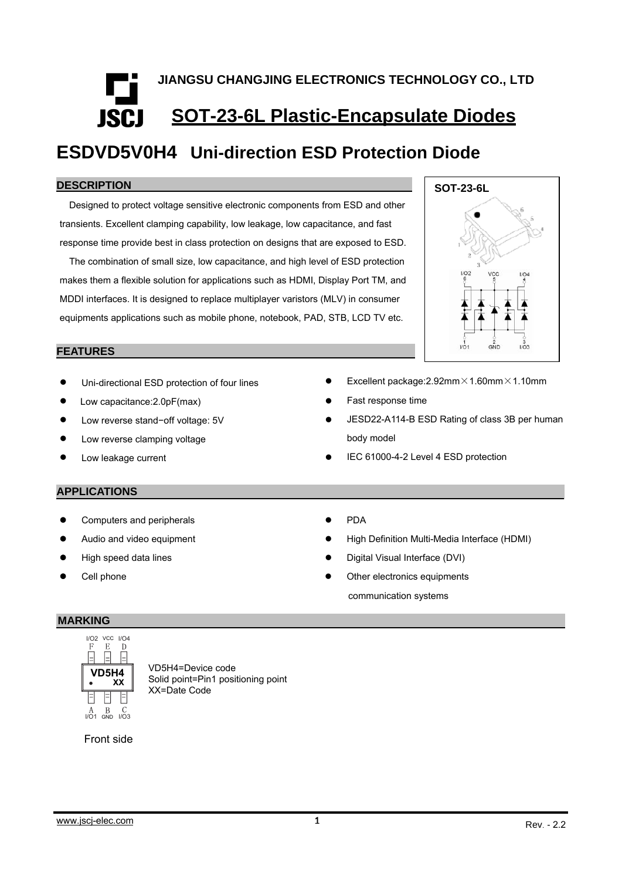JIANGSU CHANGJING ELECTRONICS TECHNOLOGY CO., LTD

# SOT-23-6L Plastic-Encapsulate Diodes

# ESDVD5V0H4 Uni-direction ESD Protection Diode

## DESCRIPTION

Designed to protect voltage sensitive electronic components from ESD and other transients. Excellent clamping capability, low leakage, low capacitance, and fast response time provide best in class protection on designs that are exposed to ESD.

The combination of small size, low capacitance, and high level of ESD protection makes them a flexible solution for applications such as HDMI, Display Port TM, and MDDI interfaces. It is designed to replace multiplayer varistors (MLV) in consumer equipments applications such as mobile phone, notebook, PAD, STB, LCD TV etc.

SOT-23-6L

I/O2 6, VCC 5, I/O4 4

1 I/O1, 2 GND, 3 I/O3

## FEATURES

- Uni-directional ESD protection of four lines
- Low capacitance:2.0pF(max)
- Low reverse stand−off voltage: 5V
- Low reverse clamping voltage
- Low leakage current
- Excellent package:2.92mm×1.60mm×1.10mm
- Fast response time
- JESD22-A114-B ESD Rating of class 3B per human body model
- IEC 61000-4-2 Level 4 ESD protection

## APPLICATIONS

- Computers and peripherals
- Audio and video equipment
- High speed data lines
- Cell phone
- PDA
- High Definition Multi-Media Interface (HDMI)
- Digital Visual Interface (DVI)
- Other electronics equipments communication systems

## MARKING

I/O2 F, VCC E, I/O4 D

VD5H4 • XX

A I/O1, B GND, C I/O3

Front side

VD5H4=Device code
Solid point=Pin1 positioning point
XX=Date Code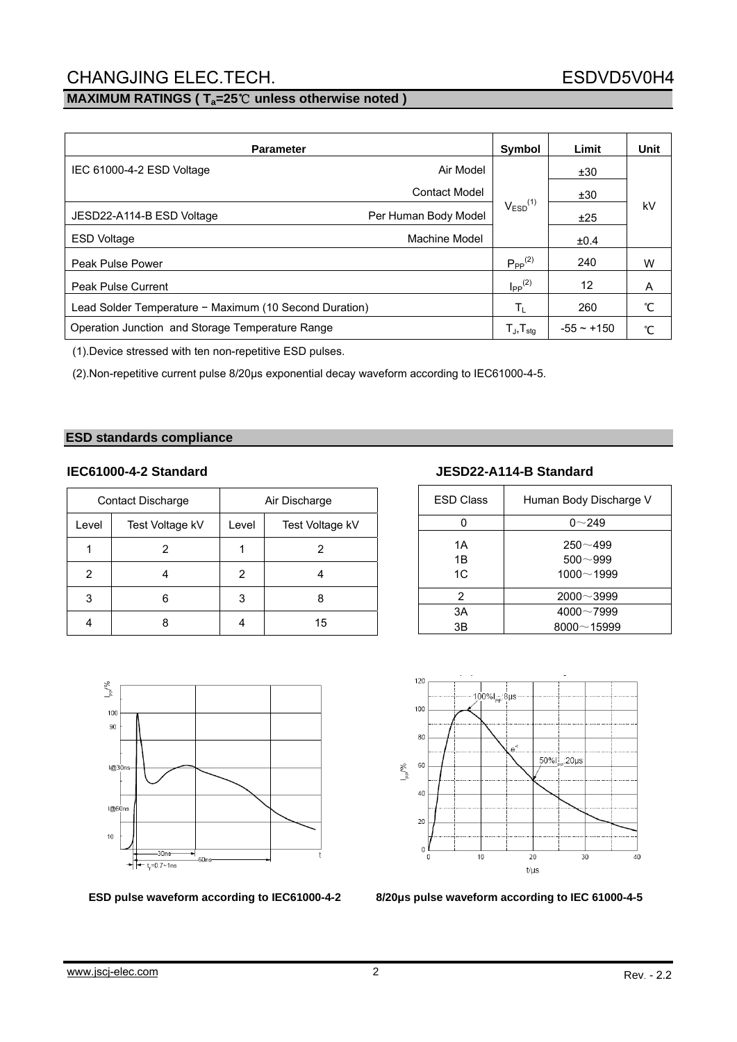## MAXIMUM RATINGS ( $T_a$=25℃ unless otherwise noted )

| Parameter | | Symbol | Limit | Unit |
|---|---|---|---|---|
| IEC 61000-4-2 ESD Voltage | Air Model | $V_{ESD}^{(1)}$ | ±30 | kV |
| | Contact Model | | ±30 | |
| JESD22-A114-B ESD Voltage | Per Human Body Model | | ±25 | |
| ESD Voltage | Machine Model | | ±0.4 | |
| Peak Pulse Power | | $P_{PP}^{(2)}$ | 240 | W |
| Peak Pulse Current | | $I_{PP}^{(2)}$ | 12 | A |
| Lead Solder Temperature − Maximum (10 Second Duration) | | $T_L$ | 260 | ℃ |
| Operation Junction and Storage Temperature Range | | $T_J, T_{stg}$ | -55 ~ +150 | ℃ |

(1).Device stressed with ten non-repetitive ESD pulses.

(2).Non-repetitive current pulse 8/20μs exponential decay waveform according to IEC61000-4-5.

## ESD standards compliance

### IEC61000-4-2 Standard

| Contact Discharge | | Air Discharge | |
|---|---|---|---|
| Level | Test Voltage kV | Level | Test Voltage kV |
| 1 | 2 | 1 | 2 |
| 2 | 4 | 2 | 4 |
| 3 | 6 | 3 | 8 |
| 4 | 8 | 4 | 15 |

### JESD22-A114-B Standard

| ESD Class | Human Body Discharge V |
|---|---|
| 0 | 0～249 |
| 1A | 250～499 |
| 1B | 500～999 |
| 1C | 1000～1999 |
| 2 | 2000～3999 |
| 3A | 4000～7999 |
| 3B | 8000～15999 |

**ESD pulse waveform according to IEC61000-4-2**

**8/20μs pulse waveform according to IEC 61000-4-5**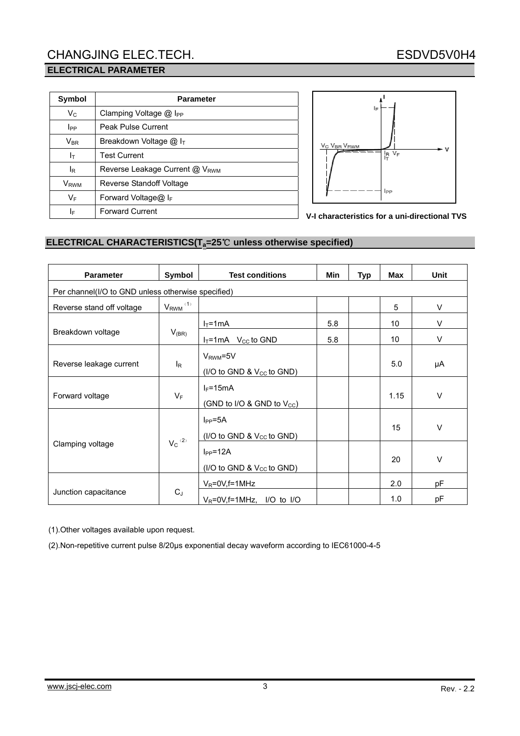## ELECTRICAL PARAMETER

| Symbol | Parameter |
|---|---|
| $V_C$ | Clamping Voltage @ $I_{PP}$ |
| $I_{PP}$ | Peak Pulse Current |
| $V_{BR}$ | Breakdown Voltage @ $I_T$ |
| $I_T$ | Test Current |
| $I_R$ | Reverse Leakage Current @ $V_{RWM}$ |
| $V_{RWM}$ | Reverse Standoff Voltage |
| $V_F$ | Forward Voltage@ $I_F$ |
| $I_F$ | Forward Current |

V-I characteristics for a uni-directional TVS

## ELECTRICAL CHARACTERISTICS($T_a$=25℃ unless otherwise specified)

| Parameter | Symbol | Test conditions | Min | Typ | Max | Unit |
|---|---|---|---|---|---|---|
| Per channel(I/O to GND unless otherwise specified) | | | | | | |
| Reverse stand off voltage | $V_{RWM}$ (1) | | | | 5 | V |
| Breakdown voltage | $V_{(BR)}$ | $I_T$=1mA | 5.8 | | 10 | V |
| | | $I_T$=1mA $V_{CC}$ to GND | 5.8 | | 10 | V |
| Reverse leakage current | $I_R$ | $V_{RWM}$=5V (I/O to GND & $V_{CC}$ to GND) | | | 5.0 | μA |
| Forward voltage | $V_F$ | $I_F$=15mA (GND to I/O & GND to $V_{CC}$) | | | 1.15 | V |
| Clamping voltage | $V_C$ (2) | $I_{PP}$=5A (I/O to GND & $V_{CC}$ to GND) | | | 15 | V |
| | | $I_{PP}$=12A (I/O to GND & $V_{CC}$ to GND) | | | 20 | V |
| Junction capacitance | $C_J$ | $V_R$=0V,f=1MHz | | | 2.0 | pF |
| | | $V_R$=0V,f=1MHz, I/O to I/O | | | 1.0 | pF |

(1).Other voltages available upon request.

(2).Non-repetitive current pulse 8/20μs exponential decay waveform according to IEC61000-4-5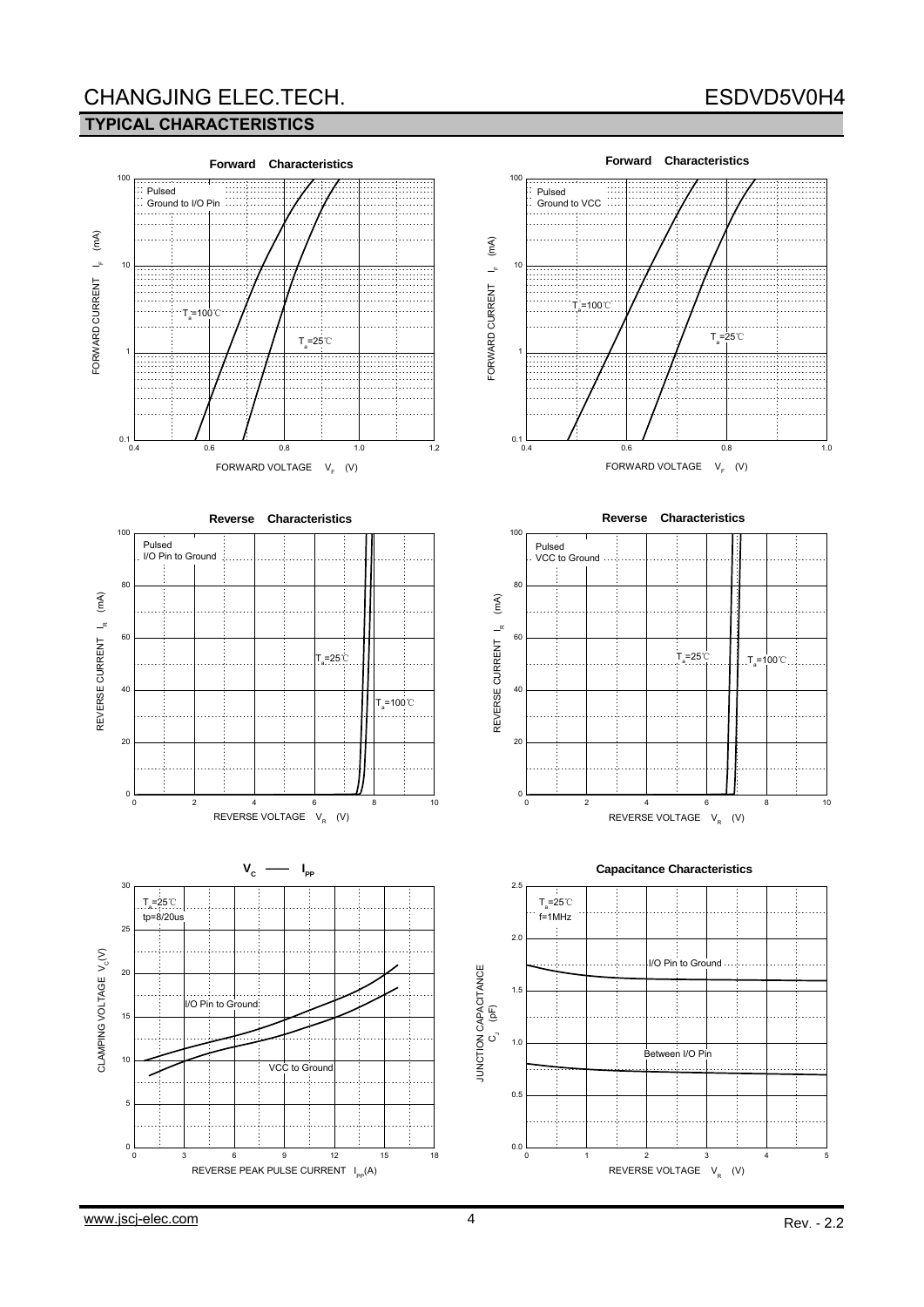## TYPICAL CHARACTERISTICS

**Forward Characteristics**

Pulsed
Ground to I/O Pin

$T_a$=100℃
$T_a$=25℃

FORWARD CURRENT $I_F$ (mA)

FORWARD VOLTAGE $V_F$ (V)

**Forward Characteristics**

Pulsed
Ground to VCC

$T_a$=100℃
$T_a$=25℃

FORWARD CURRENT $I_F$ (mA)

FORWARD VOLTAGE $V_F$ (V)

**Reverse Characteristics**

Pulsed
I/O Pin to Ground

$T_a$=25℃
$T_a$=100℃

REVERSE CURRENT $I_R$ (mA)

REVERSE VOLTAGE $V_R$ (V)

**Reverse Characteristics**

Pulsed
VCC to Ground

$T_a$=25℃
$T_a$=100℃

REVERSE CURRENT $I_R$ (mA)

REVERSE VOLTAGE $V_R$ (V)

**$V_C$ —— $I_{PP}$**

$T_a$=25℃
tp=8/20us

I/O Pin to Ground
VCC to Ground

CLAMPING VOLTAGE $V_C$(V)

REVERSE PEAK PULSE CURRENT $I_{PP}$(A)

**Capacitance Characteristics**

$T_a$=25℃
f=1MHz

I/O Pin to Ground
Between I/O Pin

JUNCTION CAPACITANCE $C_J$ (pF)

REVERSE VOLTAGE $V_R$ (V)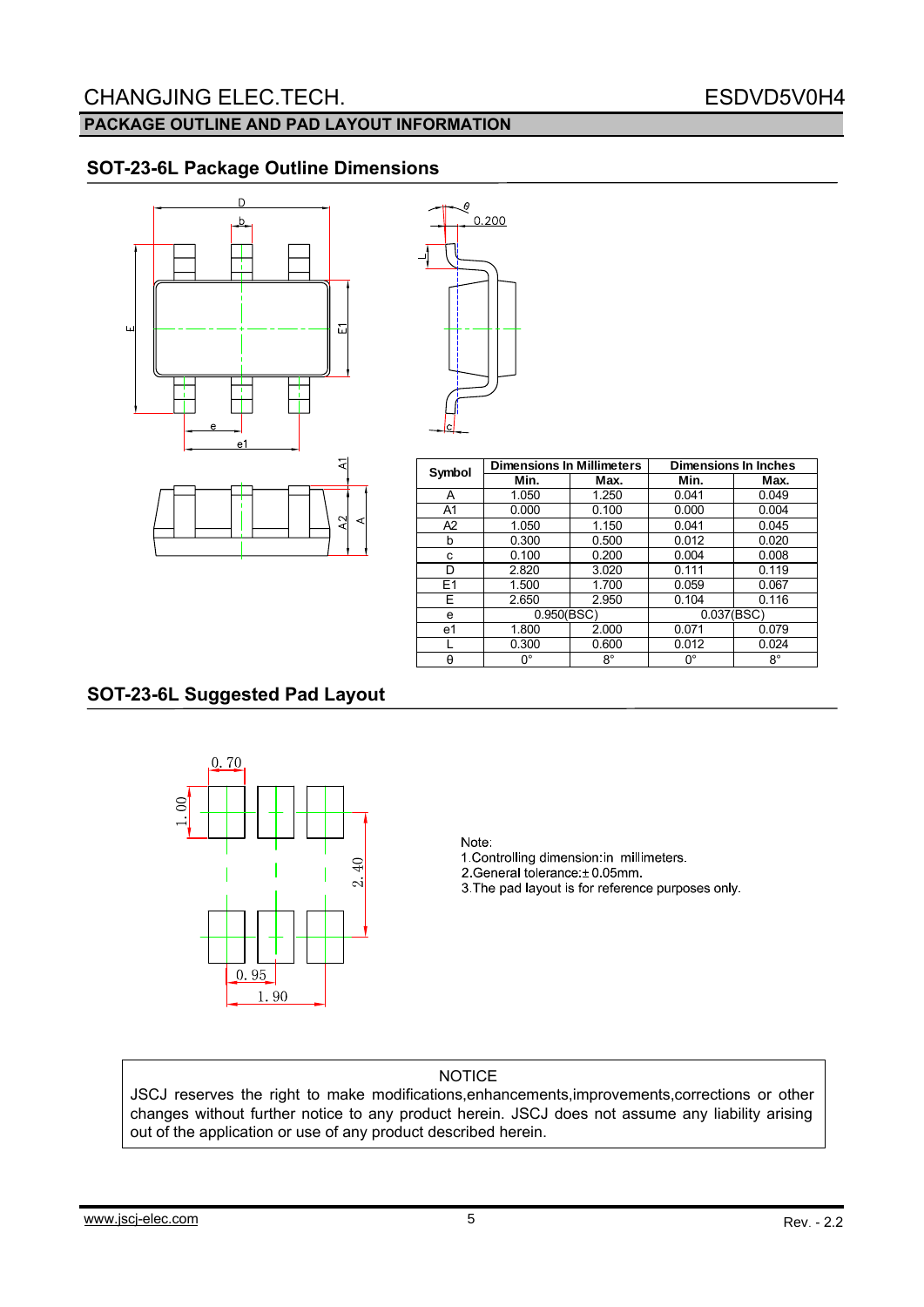## PACKAGE OUTLINE AND PAD LAYOUT INFORMATION

### SOT-23-6L Package Outline Dimensions

| Symbol | Dimensions In Millimeters | | Dimensions In Inches | |
|---|---|---|---|---|
| | Min. | Max. | Min. | Max. |
| A | 1.050 | 1.250 | 0.041 | 0.049 |
| A1 | 0.000 | 0.100 | 0.000 | 0.004 |
| A2 | 1.050 | 1.150 | 0.041 | 0.045 |
| b | 0.300 | 0.500 | 0.012 | 0.020 |
| c | 0.100 | 0.200 | 0.004 | 0.008 |
| D | 2.820 | 3.020 | 0.111 | 0.119 |
| E1 | 1.500 | 1.700 | 0.059 | 0.067 |
| E | 2.650 | 2.950 | 0.104 | 0.116 |
| e | 0.950(BSC) | | 0.037(BSC) | |
| e1 | 1.800 | 2.000 | 0.071 | 0.079 |
| L | 0.300 | 0.600 | 0.012 | 0.024 |
| θ | 0° | 8° | 0° | 8° |

### SOT-23-6L Suggested Pad Layout

Note:
1.Controlling dimension:in millimeters.
2.General tolerance:± 0.05mm.
3.The pad layout is for reference purposes only.

NOTICE

JSCJ reserves the right to make modifications,enhancements,improvements,corrections or other changes without further notice to any product herein. JSCJ does not assume any liability arising out of the application or use of any product described herein.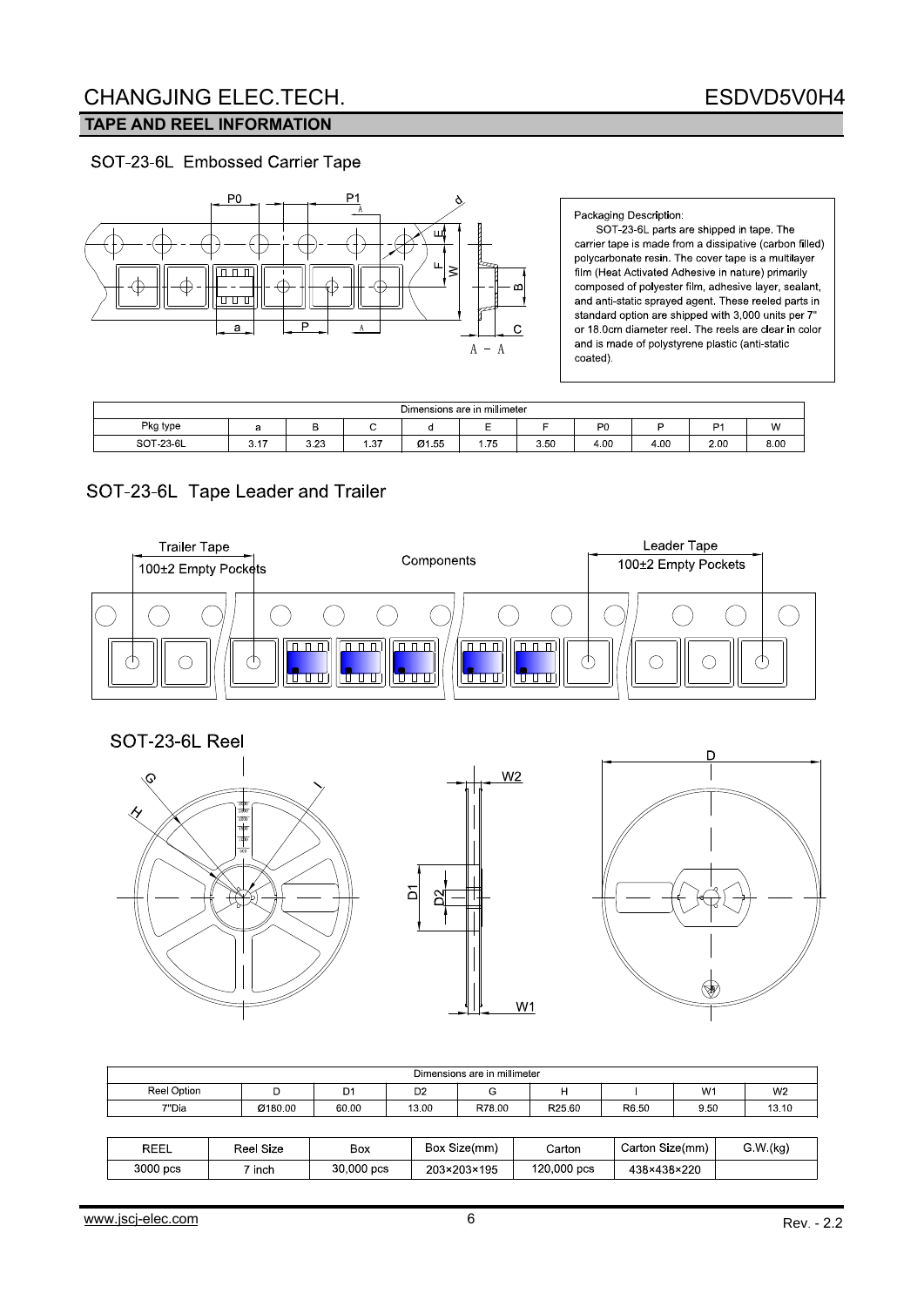## TAPE AND REEL INFORMATION

### SOT-23-6L Embossed Carrier Tape

P0
P1
d
E
F
W
B
C
a
P
A
A - A

Packaging Description:
SOT-23-6L parts are shipped in tape. The carrier tape is made from a dissipative (carbon filled) polycarbonate resin. The cover tape is a multilayer film (Heat Activated Adhesive in nature) primarily composed of polyester film, adhesive layer, sealant, and anti-static sprayed agent. These reeled parts in standard option are shipped with 3,000 units per 7" or 18.0cm diameter reel. The reels are clear in color and is made of polystyrene plastic (anti-static coated).

| Dimensions are in millimeter | | | | | | | | | | |
|---|---|---|---|---|---|---|---|---|---|---|
| Pkg type | a | B | C | d | E | F | P0 | P | P1 | W |
| SOT-23-6L | 3.17 | 3.23 | 1.37 | Ø1.55 | 1.75 | 3.50 | 4.00 | 4.00 | 2.00 | 8.00 |

### SOT-23-6L Tape Leader and Trailer

Trailer Tape
100±2 Empty Pockets
Components
Leader Tape
100±2 Empty Pockets

### SOT-23-6L Reel

G
H
I
W2
D1
D2
W1
D

| Dimensions are in millimeter | | | | | | | | |
|---|---|---|---|---|---|---|---|---|
| Reel Option | D | D1 | D2 | G | H | I | W1 | W2 |
| 7"Dia | Ø180.00 | 60.00 | 13.00 | R78.00 | R25.60 | R6.50 | 9.50 | 13.10 |

| REEL | Reel Size | Box | Box Size(mm) | Carton | Carton Size(mm) | G.W.(kg) |
|---|---|---|---|---|---|---|
| 3000 pcs | 7 inch | 30,000 pcs | 203×203×195 | 120,000 pcs | 438×438×220 | |